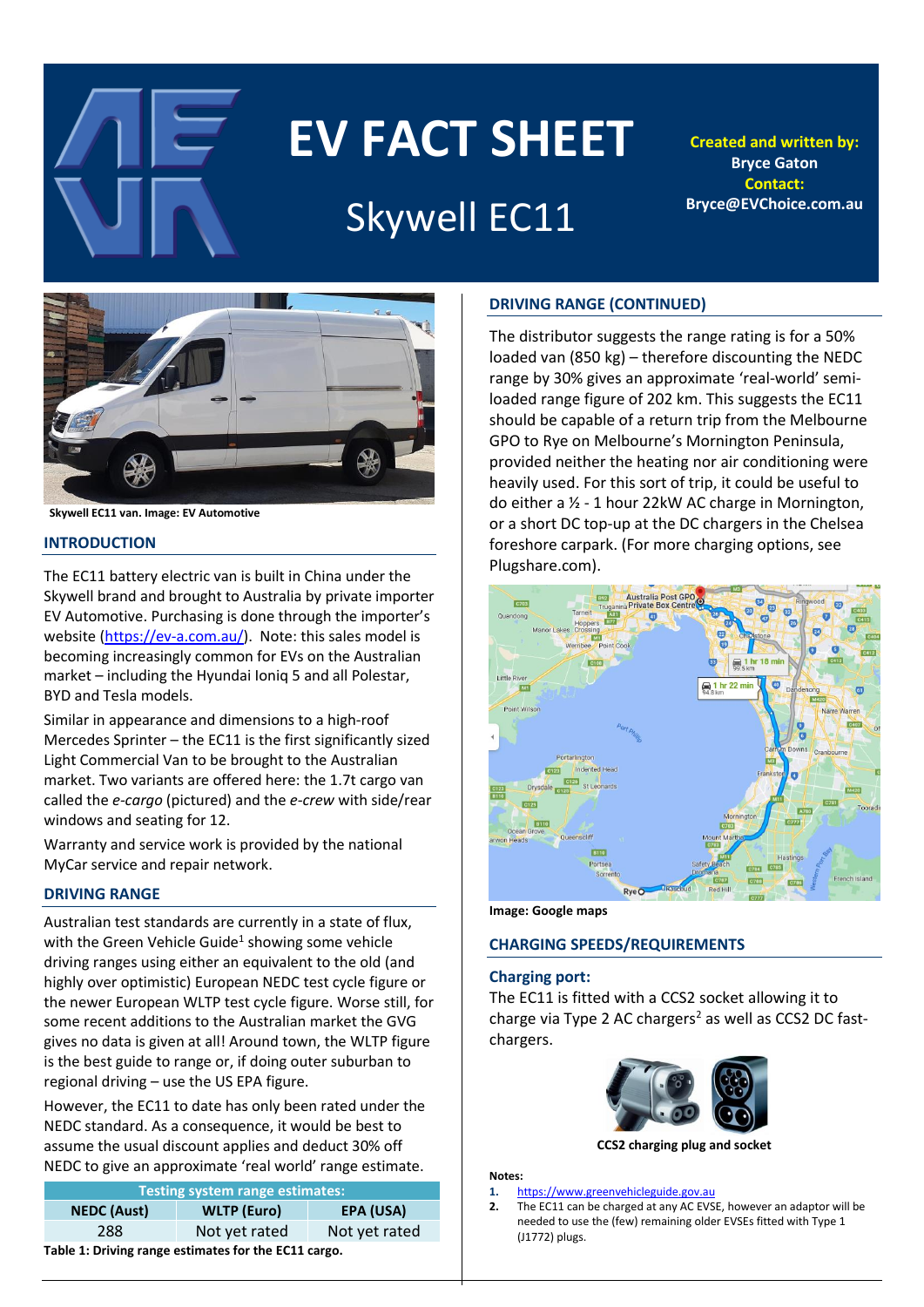# EV FACT SHEET

## Skywell EC11

**Created and written by:**
**Bryce Gaton**
**Contact:**
**Bryce@EVChoice.com.au**

**Skywell EC11 van. Image: EV Automotive**

## INTRODUCTION

The EC11 battery electric van is built in China under the Skywell brand and brought to Australia by private importer EV Automotive. Purchasing is done through the importer's website (https://ev-a.com.au/). Note: this sales model is becoming increasingly common for EVs on the Australian market – including the Hyundai Ioniq 5 and all Polestar, BYD and Tesla models.

Similar in appearance and dimensions to a high-roof Mercedes Sprinter – the EC11 is the first significantly sized Light Commercial Van to be brought to the Australian market. Two variants are offered here: the 1.7t cargo van called the *e-cargo* (pictured) and the *e-crew* with side/rear windows and seating for 12.

Warranty and service work is provided by the national MyCar service and repair network.

## DRIVING RANGE

Australian test standards are currently in a state of flux, with the Green Vehicle Guide[1] showing some vehicle driving ranges using either an equivalent to the old (and highly over optimistic) European NEDC test cycle figure or the newer European WLTP test cycle figure. Worse still, for some recent additions to the Australian market the GVG gives no data is given at all! Around town, the WLTP figure is the best guide to range or, if doing outer suburban to regional driving – use the US EPA figure.

However, the EC11 to date has only been rated under the NEDC standard. As a consequence, it would be best to assume the usual discount applies and deduct 30% off NEDC to give an approximate 'real world' range estimate.

| Testing system range estimates: | | |
|---|---|---|
| NEDC (Aust) | WLTP (Euro) | EPA (USA) |
| 288 | Not yet rated | Not yet rated |

**Table 1: Driving range estimates for the EC11 cargo.**

## DRIVING RANGE (CONTINUED)

The distributor suggests the range rating is for a 50% loaded van (850 kg) – therefore discounting the NEDC range by 30% gives an approximate 'real-world' semi-loaded range figure of 202 km. This suggests the EC11 should be capable of a return trip from the Melbourne GPO to Rye on Melbourne's Mornington Peninsula, provided neither the heating nor air conditioning were heavily used. For this sort of trip, it could be useful to do either a ½ - 1 hour 22kW AC charge in Mornington, or a short DC top-up at the DC chargers in the Chelsea foreshore carpark. (For more charging options, see Plugshare.com).

**Image: Google maps**

## CHARGING SPEEDS/REQUIREMENTS

### Charging port:

The EC11 is fitted with a CCS2 socket allowing it to charge via Type 2 AC chargers[2] as well as CCS2 DC fast-chargers.

**CCS2 charging plug and socket**

**Notes:**

1. https://www.greenvehicleguide.gov.au
2. The EC11 can be charged at any AC EVSE, however an adaptor will be needed to use the (few) remaining older EVSEs fitted with Type 1 (J1772) plugs.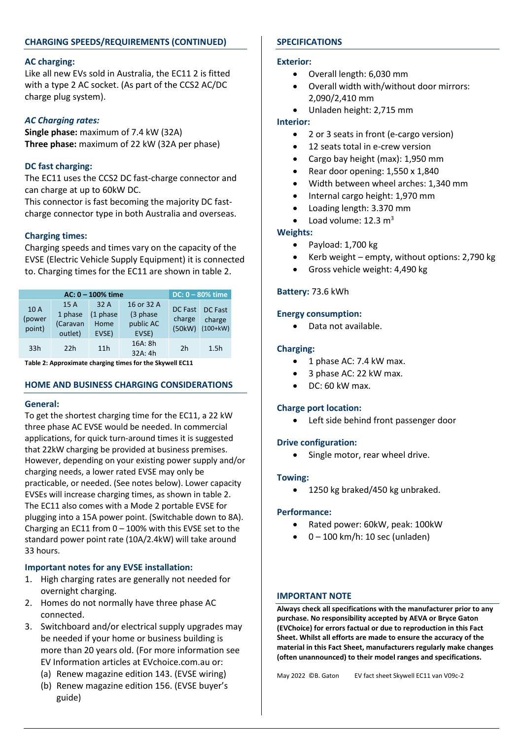## CHARGING SPEEDS/REQUIREMENTS (CONTINUED)

### AC charging:

Like all new EVs sold in Australia, the EC11 2 is fitted with a type 2 AC socket. (As part of the CCS2 AC/DC charge plug system).

### *AC Charging rates:*

**Single phase:** maximum of 7.4 kW (32A)
**Three phase:** maximum of 22 kW (32A per phase)

### DC fast charging:

The EC11 uses the CCS2 DC fast-charge connector and can charge at up to 60kW DC.
This connector is fast becoming the majority DC fast-charge connector type in both Australia and overseas.

### Charging times:

Charging speeds and times vary on the capacity of the EVSE (Electric Vehicle Supply Equipment) it is connected to. Charging times for the EC11 are shown in table 2.

| AC: 0 – 100% time | | | | DC: 0 – 80% time | |
|---|---|---|---|---|---|
| 10 A (power point) | 15 A 1 phase (Caravan outlet) | 32 A (1 phase Home EVSE) | 16 or 32 A (3 phase public AC EVSE) | DC Fast charge (50kW) | DC Fast charge (100+kW) |
| 33h | 22h | 11h | 16A: 8h 32A: 4h | 2h | 1.5h |

**Table 2: Approximate charging times for the Skywell EC11**

## HOME AND BUSINESS CHARGING CONSIDERATIONS

### General:

To get the shortest charging time for the EC11, a 22 kW three phase AC EVSE would be needed. In commercial applications, for quick turn-around times it is suggested that 22kW charging be provided at business premises. However, depending on your existing power supply and/or charging needs, a lower rated EVSE may only be practicable, or needed. (See notes below). Lower capacity EVSEs will increase charging times, as shown in table 2.
The EC11 also comes with a Mode 2 portable EVSE for plugging into a 15A power point. (Switchable down to 8A). Charging an EC11 from 0 – 100% with this EVSE set to the standard power point rate (10A/2.4kW) will take around 33 hours.

### Important notes for any EVSE installation:

1. High charging rates are generally not needed for overnight charging.
2. Homes do not normally have three phase AC connected.
3. Switchboard and/or electrical supply upgrades may be needed if your home or business building is more than 20 years old. (For more information see EV Information articles at EVchoice.com.au or:
   (a) Renew magazine edition 143. (EVSE wiring)
   (b) Renew magazine edition 156. (EVSE buyer's guide)

## SPECIFICATIONS

### Exterior:

- Overall length: 6,030 mm
- Overall width with/without door mirrors: 2,090/2,410 mm
- Unladen height: 2,715 mm

### Interior:

- 2 or 3 seats in front (e-cargo version)
- 12 seats total in e-crew version
- Cargo bay height (max): 1,950 mm
- Rear door opening: 1,550 x 1,840
- Width between wheel arches: 1,340 mm
- Internal cargo height: 1,970 mm
- Loading length: 3.370 mm
- Load volume: 12.3 m$^3$

### Weights:

- Payload: 1,700 kg
- Kerb weight – empty, without options: 2,790 kg
- Gross vehicle weight: 4,490 kg

**Battery:** 73.6 kWh

### Energy consumption:

- Data not available.

### Charging:

- 1 phase AC: 7.4 kW max.
- 3 phase AC: 22 kW max.
- DC: 60 kW max.

### Charge port location:

- Left side behind front passenger door

### Drive configuration:

- Single motor, rear wheel drive.

### Towing:

- 1250 kg braked/450 kg unbraked.

### Performance:

- Rated power: 60kW, peak: 100kW
- 0 – 100 km/h: 10 sec (unladen)

## IMPORTANT NOTE

**Always check all specifications with the manufacturer prior to any purchase. No responsibility accepted by AEVA or Bryce Gaton (EVChoice) for errors factual or due to reproduction in this Fact Sheet. Whilst all efforts are made to ensure the accuracy of the material in this Fact Sheet, manufacturers regularly make changes (often unannounced) to their model ranges and specifications.**

May 2022 ©B. Gaton EV fact sheet Skywell EC11 van V09c-2